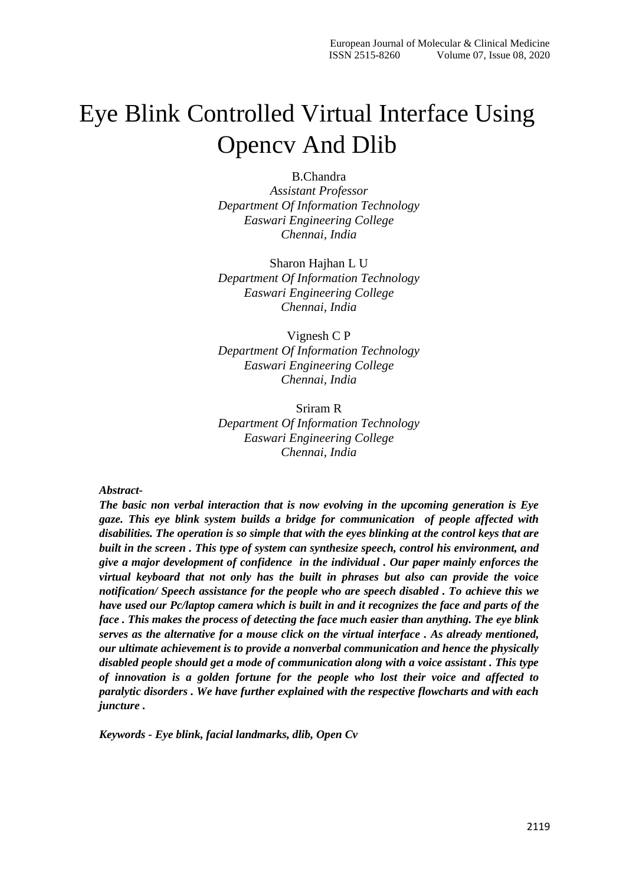# Eye Blink Controlled Virtual Interface Using Opencv And Dlib

B.Chandra
*Assistant Professor*
*Department Of Information Technology*
*Easwari Engineering College*
*Chennai, India*

Sharon Hajhan L U
*Department Of Information Technology*
*Easwari Engineering College*
*Chennai, India*

Vignesh C P
*Department Of Information Technology*
*Easwari Engineering College*
*Chennai, India*

Sriram R
*Department Of Information Technology*
*Easwari Engineering College*
*Chennai, India*

***Abstract-***

***The basic non verbal interaction that is now evolving in the upcoming generation is Eye gaze. This eye blink system builds a bridge for communication of people affected with disabilities. The operation is so simple that with the eyes blinking at the control keys that are built in the screen . This type of system can synthesize speech, control his environment, and give a major development of confidence in the individual . Our paper mainly enforces the virtual keyboard that not only has the built in phrases but also can provide the voice notification/ Speech assistance for the people who are speech disabled . To achieve this we have used our Pc/laptop camera which is built in and it recognizes the face and parts of the face . This makes the process of detecting the face much easier than anything. The eye blink serves as the alternative for a mouse click on the virtual interface . As already mentioned, our ultimate achievement is to provide a nonverbal communication and hence the physically disabled people should get a mode of communication along with a voice assistant . This type of innovation is a golden fortune for the people who lost their voice and affected to paralytic disorders . We have further explained with the respective flowcharts and with each juncture .***

***Keywords - Eye blink, facial landmarks, dlib, Open Cv***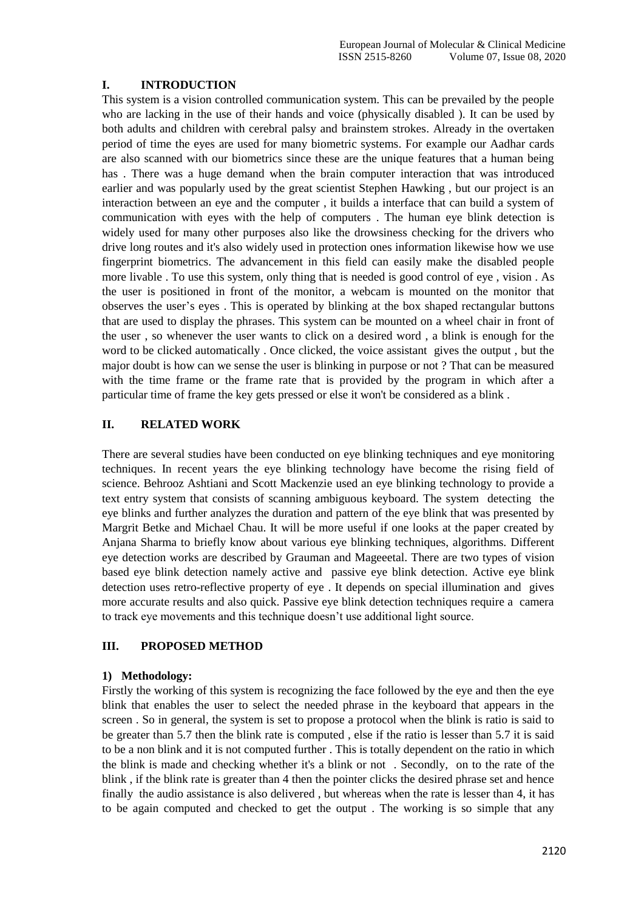## I. INTRODUCTION

This system is a vision controlled communication system. This can be prevailed by the people who are lacking in the use of their hands and voice (physically disabled ). It can be used by both adults and children with cerebral palsy and brainstem strokes. Already in the overtaken period of time the eyes are used for many biometric systems. For example our Aadhar cards are also scanned with our biometrics since these are the unique features that a human being has . There was a huge demand when the brain computer interaction that was introduced earlier and was popularly used by the great scientist Stephen Hawking , but our project is an interaction between an eye and the computer , it builds a interface that can build a system of communication with eyes with the help of computers . The human eye blink detection is widely used for many other purposes also like the drowsiness checking for the drivers who drive long routes and it's also widely used in protection ones information likewise how we use fingerprint biometrics. The advancement in this field can easily make the disabled people more livable . To use this system, only thing that is needed is good control of eye , vision . As the user is positioned in front of the monitor, a webcam is mounted on the monitor that observes the user's eyes . This is operated by blinking at the box shaped rectangular buttons that are used to display the phrases. This system can be mounted on a wheel chair in front of the user , so whenever the user wants to click on a desired word , a blink is enough for the word to be clicked automatically . Once clicked, the voice assistant gives the output , but the major doubt is how can we sense the user is blinking in purpose or not ? That can be measured with the time frame or the frame rate that is provided by the program in which after a particular time of frame the key gets pressed or else it won't be considered as a blink .

## II. RELATED WORK

There are several studies have been conducted on eye blinking techniques and eye monitoring techniques. In recent years the eye blinking technology have become the rising field of science. Behrooz Ashtiani and Scott Mackenzie used an eye blinking technology to provide a text entry system that consists of scanning ambiguous keyboard. The system detecting the eye blinks and further analyzes the duration and pattern of the eye blink that was presented by Margrit Betke and Michael Chau. It will be more useful if one looks at the paper created by Anjana Sharma to briefly know about various eye blinking techniques, algorithms. Different eye detection works are described by Grauman and Mageeetal. There are two types of vision based eye blink detection namely active and passive eye blink detection. Active eye blink detection uses retro-reflective property of eye . It depends on special illumination and gives more accurate results and also quick. Passive eye blink detection techniques require a camera to track eye movements and this technique doesn't use additional light source.

## III. PROPOSED METHOD

### 1) Methodology:

Firstly the working of this system is recognizing the face followed by the eye and then the eye blink that enables the user to select the needed phrase in the keyboard that appears in the screen . So in general, the system is set to propose a protocol when the blink is ratio is said to be greater than 5.7 then the blink rate is computed , else if the ratio is lesser than 5.7 it is said to be a non blink and it is not computed further . This is totally dependent on the ratio in which the blink is made and checking whether it's a blink or not . Secondly, on to the rate of the blink , if the blink rate is greater than 4 then the pointer clicks the desired phrase set and hence finally the audio assistance is also delivered , but whereas when the rate is lesser than 4, it has to be again computed and checked to get the output . The working is so simple that any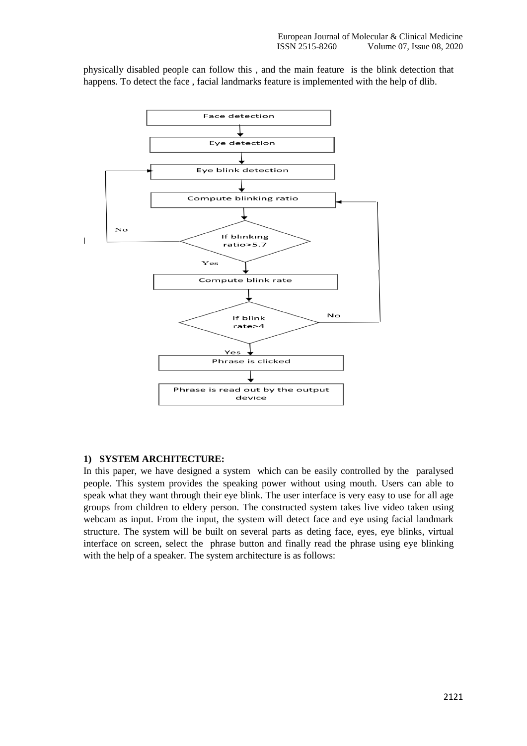physically disabled people can follow this , and the main feature is the blink detection that happens. To detect the face , facial landmarks feature is implemented with the help of dlib.

Face detection

Eye detection

Eye blink detection

Compute blinking ratio

If blinking ratio>5.7 (No → Eye blink detection; Yes → Compute blink rate)

Compute blink rate

If blink rate>4 (No → Compute blinking ratio; Yes → Phrase is clicked)

Phrase is clicked

Phrase is read out by the output device

### 1) SYSTEM ARCHITECTURE:

In this paper, we have designed a system which can be easily controlled by the paralysed people. This system provides the speaking power without using mouth. Users can able to speak what they want through their eye blink. The user interface is very easy to use for all age groups from children to eldery person. The constructed system takes live video taken using webcam as input. From the input, the system will detect face and eye using facial landmark structure. The system will be built on several parts as deting face, eyes, eye blinks, virtual interface on screen, select the phrase button and finally read the phrase using eye blinking with the help of a speaker. The system architecture is as follows: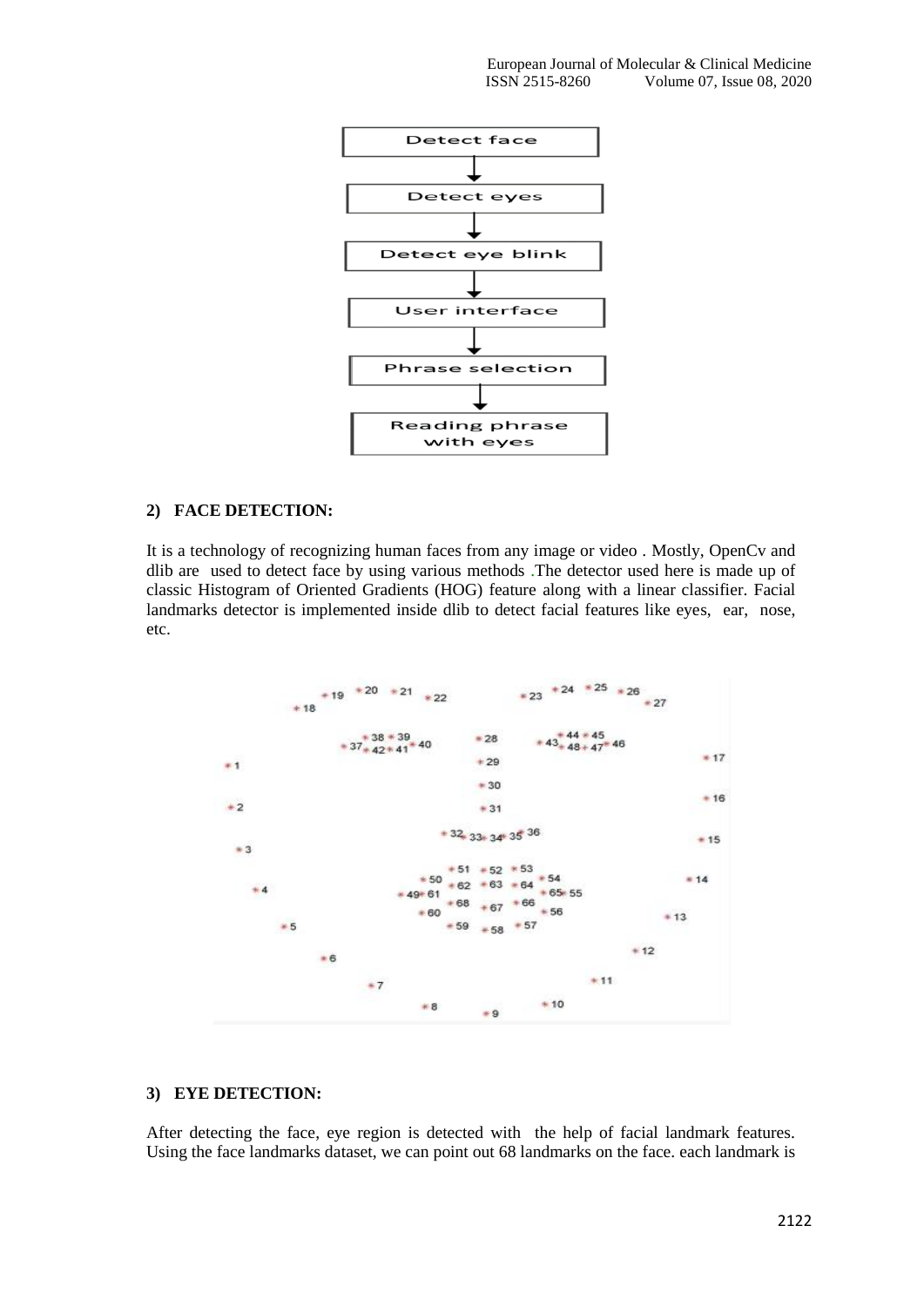Detect face

↓

Detect eyes

↓

Detect eye blink

↓

User interface

↓

Phrase selection

↓

Reading phrase with eyes

### 2) FACE DETECTION:

It is a technology of recognizing human faces from any image or video . Mostly, OpenCv and dlib are used to detect face by using various methods .The detector used here is made up of classic Histogram of Oriented Gradients (HOG) feature along with a linear classifier. Facial landmarks detector is implemented inside dlib to detect facial features like eyes, ear, nose, etc.

### 3) EYE DETECTION:

After detecting the face, eye region is detected with the help of facial landmark features. Using the face landmarks dataset, we can point out 68 landmarks on the face. each landmark is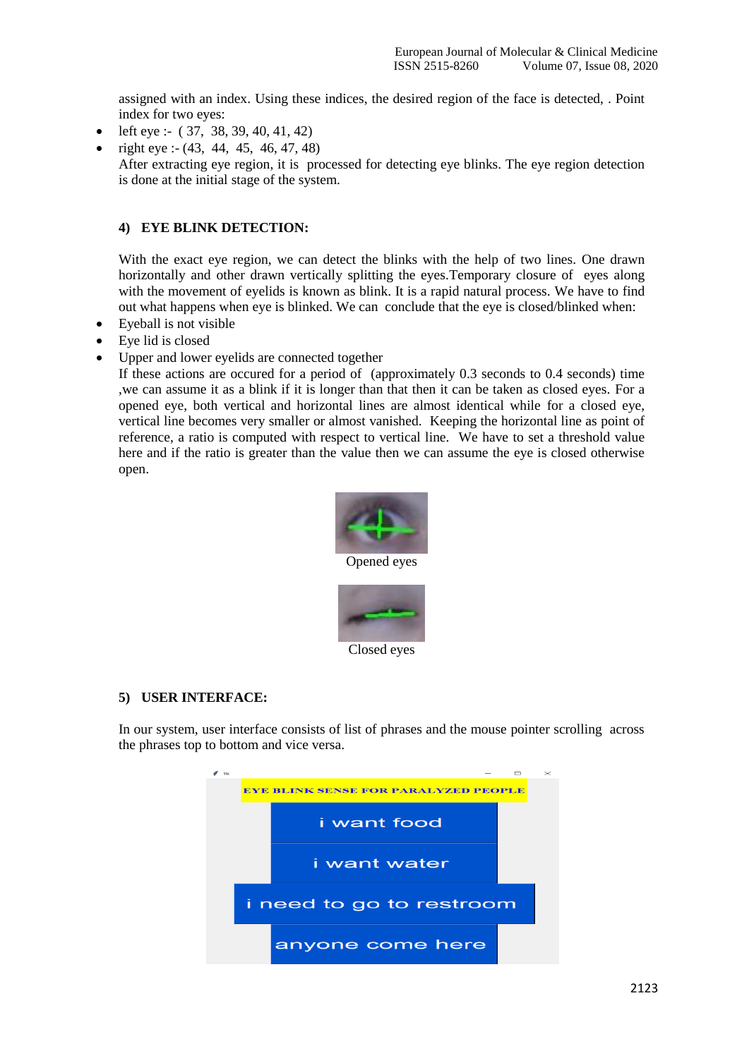assigned with an index. Using these indices, the desired region of the face is detected, . Point index for two eyes:

- left eye :- ( 37, 38, 39, 40, 41, 42)
- right eye :- (43, 44, 45, 46, 47, 48)

After extracting eye region, it is processed for detecting eye blinks. The eye region detection is done at the initial stage of the system.

#### 4) EYE BLINK DETECTION:

With the exact eye region, we can detect the blinks with the help of two lines. One drawn horizontally and other drawn vertically splitting the eyes.Temporary closure of eyes along with the movement of eyelids is known as blink. It is a rapid natural process. We have to find out what happens when eye is blinked. We can conclude that the eye is closed/blinked when:

- Eyeball is not visible
- Eye lid is closed
- Upper and lower eyelids are connected together

If these actions are occured for a period of (approximately 0.3 seconds to 0.4 seconds) time ,we can assume it as a blink if it is longer than that then it can be taken as closed eyes. For a opened eye, both vertical and horizontal lines are almost identical while for a closed eye, vertical line becomes very smaller or almost vanished. Keeping the horizontal line as point of reference, a ratio is computed with respect to vertical line. We have to set a threshold value here and if the ratio is greater than the value then we can assume the eye is closed otherwise open.

Opened eyes

Closed eyes

#### 5) USER INTERFACE:

In our system, user interface consists of list of phrases and the mouse pointer scrolling across the phrases top to bottom and vice versa.

EYE BLINK SENSE FOR PARALYZED PEOPLE

i want food

i want water

i need to go to restroom

anyone come here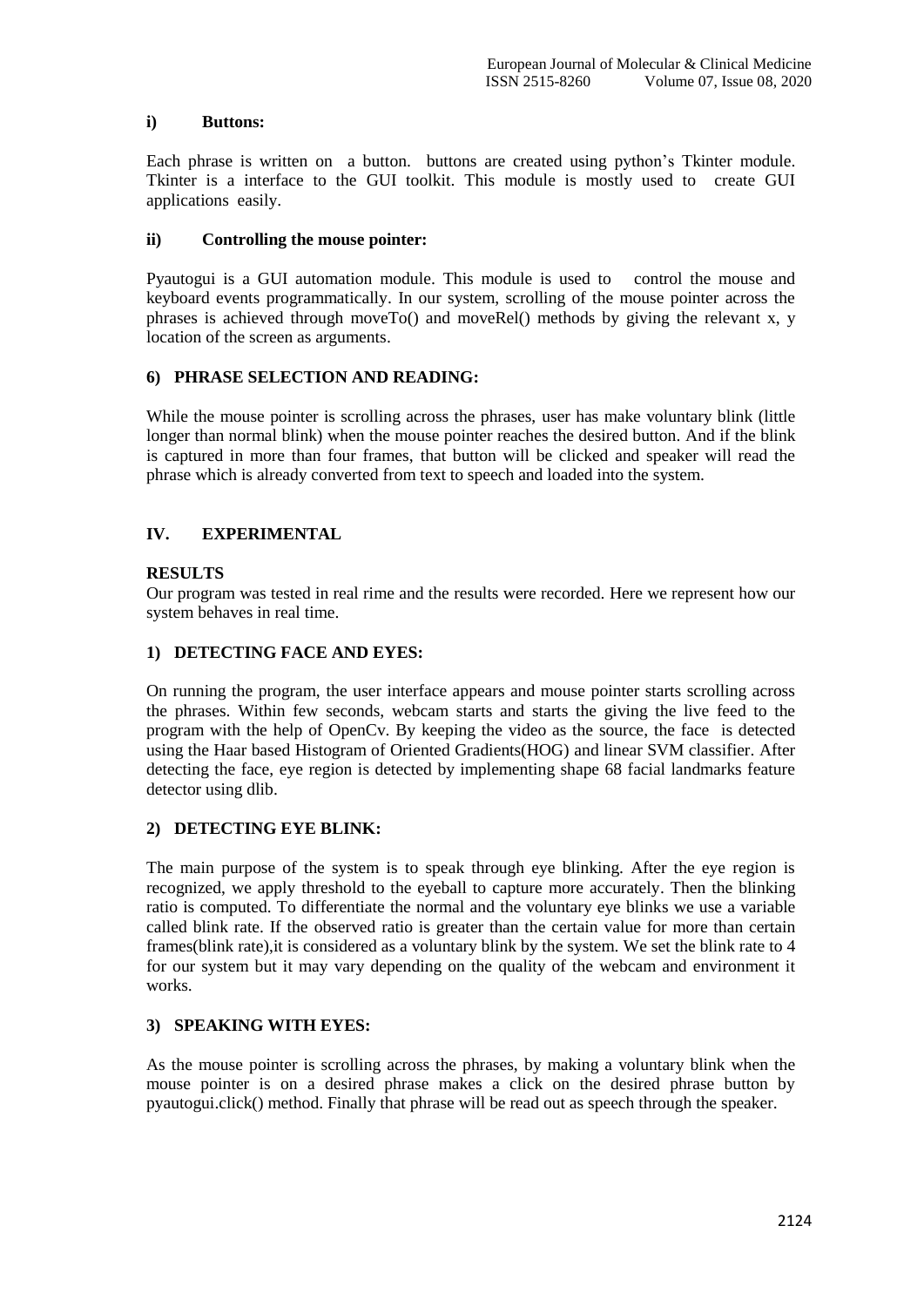#### i) Buttons:

Each phrase is written on a button. buttons are created using python's Tkinter module. Tkinter is a interface to the GUI toolkit. This module is mostly used to create GUI applications easily.

#### ii) Controlling the mouse pointer:

Pyautogui is a GUI automation module. This module is used to control the mouse and keyboard events programmatically. In our system, scrolling of the mouse pointer across the phrases is achieved through moveTo() and moveRel() methods by giving the relevant x, y location of the screen as arguments.

### 6) PHRASE SELECTION AND READING:

While the mouse pointer is scrolling across the phrases, user has make voluntary blink (little longer than normal blink) when the mouse pointer reaches the desired button. And if the blink is captured in more than four frames, that button will be clicked and speaker will read the phrase which is already converted from text to speech and loaded into the system.

## IV. EXPERIMENTAL

### RESULTS

Our program was tested in real rime and the results were recorded. Here we represent how our system behaves in real time.

### 1) DETECTING FACE AND EYES:

On running the program, the user interface appears and mouse pointer starts scrolling across the phrases. Within few seconds, webcam starts and starts the giving the live feed to the program with the help of OpenCv. By keeping the video as the source, the face is detected using the Haar based Histogram of Oriented Gradients(HOG) and linear SVM classifier. After detecting the face, eye region is detected by implementing shape 68 facial landmarks feature detector using dlib.

### 2) DETECTING EYE BLINK:

The main purpose of the system is to speak through eye blinking. After the eye region is recognized, we apply threshold to the eyeball to capture more accurately. Then the blinking ratio is computed. To differentiate the normal and the voluntary eye blinks we use a variable called blink rate. If the observed ratio is greater than the certain value for more than certain frames(blink rate),it is considered as a voluntary blink by the system. We set the blink rate to 4 for our system but it may vary depending on the quality of the webcam and environment it works.

### 3) SPEAKING WITH EYES:

As the mouse pointer is scrolling across the phrases, by making a voluntary blink when the mouse pointer is on a desired phrase makes a click on the desired phrase button by pyautogui.click() method. Finally that phrase will be read out as speech through the speaker.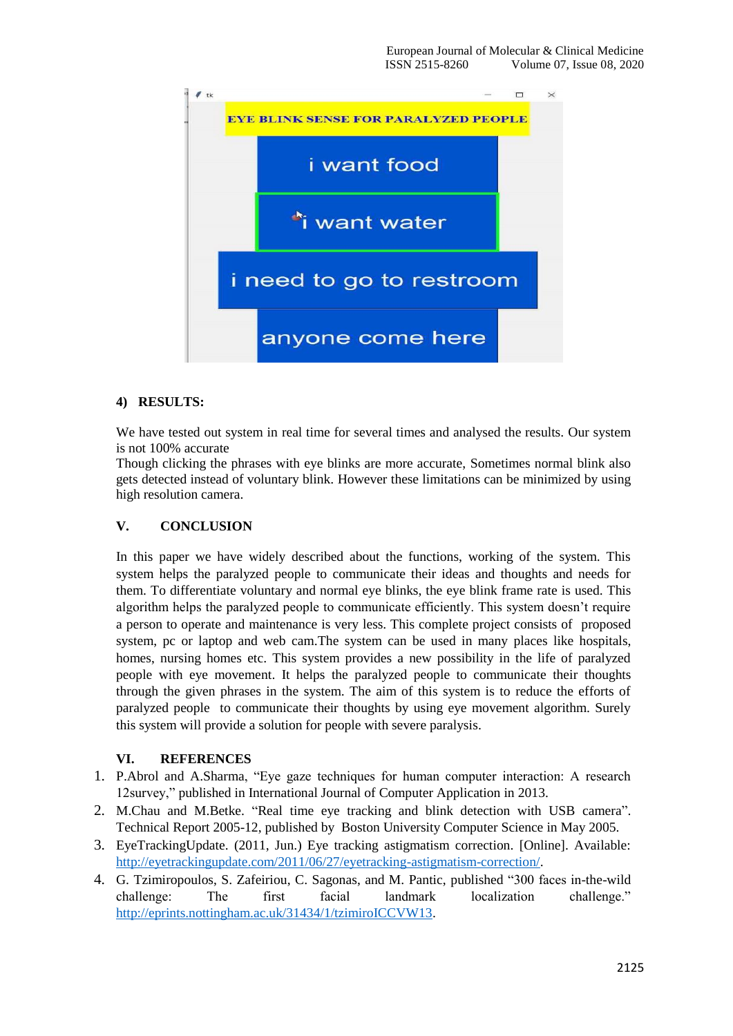## 4) RESULTS:

We have tested out system in real time for several times and analysed the results. Our system is not 100% accurate

Though clicking the phrases with eye blinks are more accurate, Sometimes normal blink also gets detected instead of voluntary blink. However these limitations can be minimized by using high resolution camera.

## V. CONCLUSION

In this paper we have widely described about the functions, working of the system. This system helps the paralyzed people to communicate their ideas and thoughts and needs for them. To differentiate voluntary and normal eye blinks, the eye blink frame rate is used. This algorithm helps the paralyzed people to communicate efficiently. This system doesn't require a person to operate and maintenance is very less. This complete project consists of proposed system, pc or laptop and web cam.The system can be used in many places like hospitals, homes, nursing homes etc. This system provides a new possibility in the life of paralyzed people with eye movement. It helps the paralyzed people to communicate their thoughts through the given phrases in the system. The aim of this system is to reduce the efforts of paralyzed people to communicate their thoughts by using eye movement algorithm. Surely this system will provide a solution for people with severe paralysis.

## VI. REFERENCES

1. P.Abrol and A.Sharma, "Eye gaze techniques for human computer interaction: A research 12survey," published in International Journal of Computer Application in 2013.
2. M.Chau and M.Betke. "Real time eye tracking and blink detection with USB camera". Technical Report 2005-12, published by Boston University Computer Science in May 2005.
3. EyeTrackingUpdate. (2011, Jun.) Eye tracking astigmatism correction. [Online]. Available: http://eyetrackingupdate.com/2011/06/27/eyetracking-astigmatism-correction/.
4. G. Tzimiropoulos, S. Zafeiriou, C. Sagonas, and M. Pantic, published "300 faces in-the-wild challenge: The first facial landmark localization challenge." http://eprints.nottingham.ac.uk/31434/1/tzimiroICCVW13.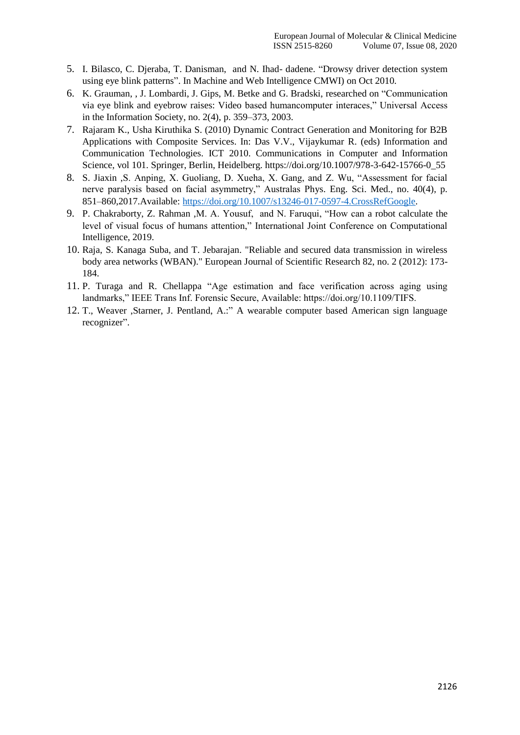5. I. Bilasco, C. Djeraba, T. Danisman, and N. Ihad- dadene. “Drowsy driver detection system using eye blink patterns”. In Machine and Web Intelligence CMWI) on Oct 2010.
6. K. Grauman, , J. Lombardi, J. Gips, M. Betke and G. Bradski, researched on “Communication via eye blink and eyebrow raises: Video based humancomputer interaces,” Universal Access in the Information Society, no. 2(4), p. 359–373, 2003.
7. Rajaram K., Usha Kiruthika S. (2010) Dynamic Contract Generation and Monitoring for B2B Applications with Composite Services. In: Das V.V., Vijaykumar R. (eds) Information and Communication Technologies. ICT 2010. Communications in Computer and Information Science, vol 101. Springer, Berlin, Heidelberg. https://doi.org/10.1007/978-3-642-15766-0_55
8. S. Jiaxin ,S. Anping, X. Guoliang, D. Xueha, X. Gang, and Z. Wu, “Assessment for facial nerve paralysis based on facial asymmetry,” Australas Phys. Eng. Sci. Med., no. 40(4), p. 851–860,2017.Available: https://doi.org/10.1007/s13246-017-0597-4.CrossRefGoogle.
9. P. Chakraborty, Z. Rahman ,M. A. Yousuf, and N. Faruqui, “How can a robot calculate the level of visual focus of humans attention,” International Joint Conference on Computational Intelligence, 2019.
10. Raja, S. Kanaga Suba, and T. Jebarajan. "Reliable and secured data transmission in wireless body area networks (WBAN)." European Journal of Scientific Research 82, no. 2 (2012): 173-184.
11. P. Turaga and R. Chellappa “Age estimation and face verification across aging using landmarks,” IEEE Trans Inf. Forensic Secure, Available: https://doi.org/10.1109/TIFS.
12. T., Weaver ,Starner, J. Pentland, A.:” A wearable computer based American sign language recognizer”.